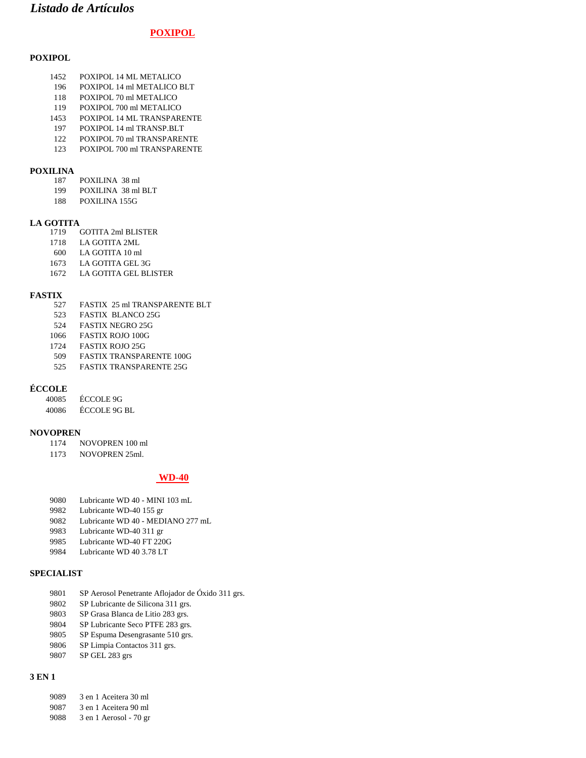# *Listado de Artículos*

## POXIPOL

### POXIPOL

| | |
|---|---|
| 1452 | POXIPOL 14 ML METALICO |
| 196 | POXIPOL 14 ml METALICO BLT |
| 118 | POXIPOL 70 ml METALICO |
| 119 | POXIPOL 700 ml METALICO |
| 1453 | POXIPOL 14 ML TRANSPARENTE |
| 197 | POXIPOL 14 ml TRANSP.BLT |
| 122 | POXIPOL 70 ml TRANSPARENTE |
| 123 | POXIPOL 700 ml TRANSPARENTE |

### POXILINA

| | |
|---|---|
| 187 | POXILINA 38 ml |
| 199 | POXILINA 38 ml BLT |
| 188 | POXILINA 155G |

### LA GOTITA

| | |
|---|---|
| 1719 | GOTITA 2ml BLISTER |
| 1718 | LA GOTITA 2ML |
| 600 | LA GOTITA 10 ml |
| 1673 | LA GOTITA GEL 3G |
| 1672 | LA GOTITA GEL BLISTER |

### FASTIX

| | |
|---|---|
| 527 | FASTIX 25 ml TRANSPARENTE BLT |
| 523 | FASTIX BLANCO 25G |
| 524 | FASTIX NEGRO 25G |
| 1066 | FASTIX ROJO 100G |
| 1724 | FASTIX ROJO 25G |
| 509 | FASTIX TRANSPARENTE 100G |
| 525 | FASTIX TRANSPARENTE 25G |

### ÉCCOLE

| | |
|---|---|
| 40085 | ÉCCOLE 9G |
| 40086 | ÉCCOLE 9G BL |

### NOVOPREN

| | |
|---|---|
| 1174 | NOVOPREN 100 ml |
| 1173 | NOVOPREN 25ml. |

## WD-40

| | |
|---|---|
| 9080 | Lubricante WD 40 - MINI 103 mL |
| 9982 | Lubricante WD-40 155 gr |
| 9082 | Lubricante WD 40 - MEDIANO 277 mL |
| 9983 | Lubricante WD-40 311 gr |
| 9985 | Lubricante WD-40 FT 220G |
| 9984 | Lubricante WD 40 3.78 LT |

### SPECIALIST

| | |
|---|---|
| 9801 | SP Aerosol Penetrante Aflojador de Óxido 311 grs. |
| 9802 | SP Lubricante de Silicona 311 grs. |
| 9803 | SP Grasa Blanca de Litio 283 grs. |
| 9804 | SP Lubricante Seco PTFE 283 grs. |
| 9805 | SP Espuma Desengrasante 510 grs. |
| 9806 | SP Limpia Contactos 311 grs. |
| 9807 | SP GEL 283 grs |

### 3 EN 1

| | |
|---|---|
| 9089 | 3 en 1 Aceitera 30 ml |
| 9087 | 3 en 1 Aceitera 90 ml |
| 9088 | 3 en 1 Aerosol - 70 gr |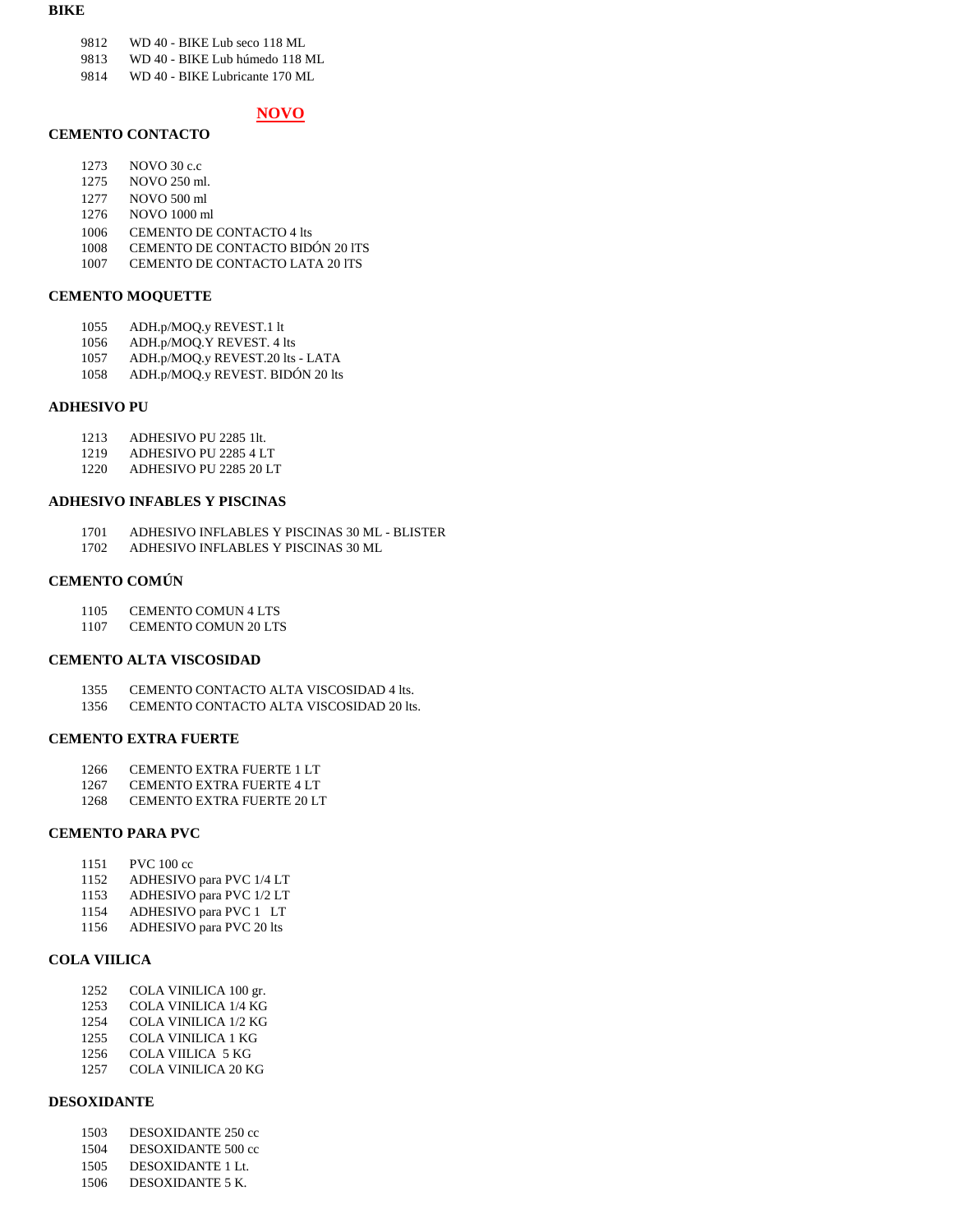## BIKE

| | |
|---|---|
| 9812 | WD 40 - BIKE Lub seco 118 ML |
| 9813 | WD 40 - BIKE Lub húmedo 118 ML |
| 9814 | WD 40 - BIKE Lubricante 170 ML |

# NOVO

## CEMENTO CONTACTO

| | |
|---|---|
| 1273 | NOVO 30 c.c |
| 1275 | NOVO 250 ml. |
| 1277 | NOVO 500 ml |
| 1276 | NOVO 1000 ml |
| 1006 | CEMENTO DE CONTACTO 4 lts |
| 1008 | CEMENTO DE CONTACTO BIDÓN 20 lTS |
| 1007 | CEMENTO DE CONTACTO LATA 20 lTS |

## CEMENTO MOQUETTE

| | |
|---|---|
| 1055 | ADH.p/MOQ.y REVEST.1 lt |
| 1056 | ADH.p/MOQ.Y REVEST. 4 lts |
| 1057 | ADH.p/MOQ.y REVEST.20 lts - LATA |
| 1058 | ADH.p/MOQ.y REVEST. BIDÓN 20 lts |

## ADHESIVO PU

| | |
|---|---|
| 1213 | ADHESIVO PU 2285 1lt. |
| 1219 | ADHESIVO PU 2285 4 LT |
| 1220 | ADHESIVO PU 2285 20 LT |

## ADHESIVO INFABLES Y PISCINAS

| | |
|---|---|
| 1701 | ADHESIVO INFLABLES Y PISCINAS 30 ML - BLISTER |
| 1702 | ADHESIVO INFLABLES Y PISCINAS 30 ML |

## CEMENTO COMÚN

| | |
|---|---|
| 1105 | CEMENTO COMUN 4 LTS |
| 1107 | CEMENTO COMUN 20 LTS |

## CEMENTO ALTA VISCOSIDAD

| | |
|---|---|
| 1355 | CEMENTO CONTACTO ALTA VISCOSIDAD 4 lts. |
| 1356 | CEMENTO CONTACTO ALTA VISCOSIDAD 20 lts. |

## CEMENTO EXTRA FUERTE

| | |
|---|---|
| 1266 | CEMENTO EXTRA FUERTE 1 LT |
| 1267 | CEMENTO EXTRA FUERTE 4 LT |
| 1268 | CEMENTO EXTRA FUERTE 20 LT |

## CEMENTO PARA PVC

| | |
|---|---|
| 1151 | PVC 100 cc |
| 1152 | ADHESIVO para PVC 1/4 LT |
| 1153 | ADHESIVO para PVC 1/2 LT |
| 1154 | ADHESIVO para PVC 1 LT |
| 1156 | ADHESIVO para PVC 20 lts |

## COLA VIILICA

| | |
|---|---|
| 1252 | COLA VINILICA 100 gr. |
| 1253 | COLA VINILICA 1/4 KG |
| 1254 | COLA VINILICA 1/2 KG |
| 1255 | COLA VINILICA 1 KG |
| 1256 | COLA VIILICA 5 KG |
| 1257 | COLA VINILICA 20 KG |

## DESOXIDANTE

| | |
|---|---|
| 1503 | DESOXIDANTE 250 cc |
| 1504 | DESOXIDANTE 500 cc |
| 1505 | DESOXIDANTE 1 Lt. |
| 1506 | DESOXIDANTE 5 K. |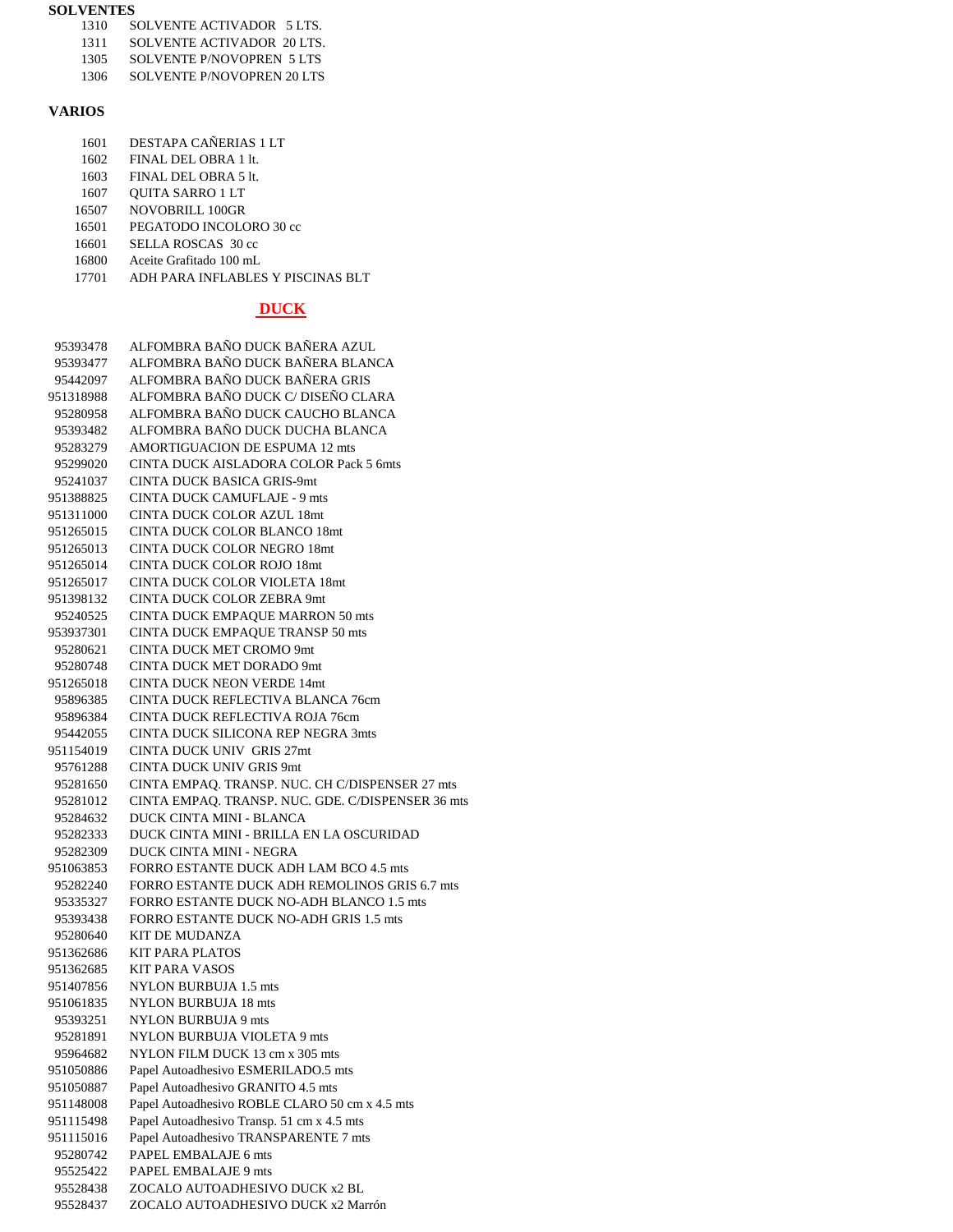**SOLVENTES**

| | |
|---|---|
| 1310 | SOLVENTE ACTIVADOR 5 LTS. |
| 1311 | SOLVENTE ACTIVADOR 20 LTS. |
| 1305 | SOLVENTE P/NOVOPREN 5 LTS |
| 1306 | SOLVENTE P/NOVOPREN 20 LTS |

**VARIOS**

| | |
|---|---|
| 1601 | DESTAPA CAÑERIAS 1 LT |
| 1602 | FINAL DEL OBRA 1 lt. |
| 1603 | FINAL DEL OBRA 5 lt. |
| 1607 | QUITA SARRO 1 LT |
| 16507 | NOVOBRILL 100GR |
| 16501 | PEGATODO INCOLORO 30 cc |
| 16601 | SELLA ROSCAS 30 cc |
| 16800 | Aceite Grafitado 100 mL |
| 17701 | ADH PARA INFLABLES Y PISCINAS BLT |

**DUCK**

| | |
|---|---|
| 95393478 | ALFOMBRA BAÑO DUCK BAÑERA AZUL |
| 95393477 | ALFOMBRA BAÑO DUCK BAÑERA BLANCA |
| 95442097 | ALFOMBRA BAÑO DUCK BAÑERA GRIS |
| 951318988 | ALFOMBRA BAÑO DUCK C/ DISEÑO CLARA |
| 95280958 | ALFOMBRA BAÑO DUCK CAUCHO BLANCA |
| 95393482 | ALFOMBRA BAÑO DUCK DUCHA BLANCA |
| 95283279 | AMORTIGUACION DE ESPUMA 12 mts |
| 95299020 | CINTA DUCK AISLADORA COLOR Pack 5 6mts |
| 95241037 | CINTA DUCK BASICA GRIS-9mt |
| 951388825 | CINTA DUCK CAMUFLAJE - 9 mts |
| 951311000 | CINTA DUCK COLOR AZUL 18mt |
| 951265015 | CINTA DUCK COLOR BLANCO 18mt |
| 951265013 | CINTA DUCK COLOR NEGRO 18mt |
| 951265014 | CINTA DUCK COLOR ROJO 18mt |
| 951265017 | CINTA DUCK COLOR VIOLETA 18mt |
| 951398132 | CINTA DUCK COLOR ZEBRA 9mt |
| 95240525 | CINTA DUCK EMPAQUE MARRON 50 mts |
| 953937301 | CINTA DUCK EMPAQUE TRANSP 50 mts |
| 95280621 | CINTA DUCK MET CROMO 9mt |
| 95280748 | CINTA DUCK MET DORADO 9mt |
| 951265018 | CINTA DUCK NEON VERDE 14mt |
| 95896385 | CINTA DUCK REFLECTIVA BLANCA 76cm |
| 95896384 | CINTA DUCK REFLECTIVA ROJA 76cm |
| 95442055 | CINTA DUCK SILICONA REP NEGRA 3mts |
| 951154019 | CINTA DUCK UNIV GRIS 27mt |
| 95761288 | CINTA DUCK UNIV GRIS 9mt |
| 95281650 | CINTA EMPAQ. TRANSP. NUC. CH C/DISPENSER 27 mts |
| 95281012 | CINTA EMPAQ. TRANSP. NUC. GDE. C/DISPENSER 36 mts |
| 95284632 | DUCK CINTA MINI - BLANCA |
| 95282333 | DUCK CINTA MINI - BRILLA EN LA OSCURIDAD |
| 95282309 | DUCK CINTA MINI - NEGRA |
| 951063853 | FORRO ESTANTE DUCK ADH LAM BCO 4.5 mts |
| 95282240 | FORRO ESTANTE DUCK ADH REMOLINOS GRIS 6.7 mts |
| 95335327 | FORRO ESTANTE DUCK NO-ADH BLANCO 1.5 mts |
| 95393438 | FORRO ESTANTE DUCK NO-ADH GRIS 1.5 mts |
| 95280640 | KIT DE MUDANZA |
| 951362686 | KIT PARA PLATOS |
| 951362685 | KIT PARA VASOS |
| 951407856 | NYLON BURBUJA 1.5 mts |
| 951061835 | NYLON BURBUJA 18 mts |
| 95393251 | NYLON BURBUJA 9 mts |
| 95281891 | NYLON BURBUJA VIOLETA 9 mts |
| 95964682 | NYLON FILM DUCK 13 cm x 305 mts |
| 951050886 | Papel Autoadhesivo ESMERILADO.5 mts |
| 951050887 | Papel Autoadhesivo GRANITO 4.5 mts |
| 951148008 | Papel Autoadhesivo ROBLE CLARO 50 cm x 4.5 mts |
| 951115498 | Papel Autoadhesivo Transp. 51 cm x 4.5 mts |
| 951115016 | Papel Autoadhesivo TRANSPARENTE 7 mts |
| 95280742 | PAPEL EMBALAJE 6 mts |
| 95525422 | PAPEL EMBALAJE 9 mts |
| 95528438 | ZOCALO AUTOADHESIVO DUCK x2 BL |
| 95528437 | ZOCALO AUTOADHESIVO DUCK x2 Marrón |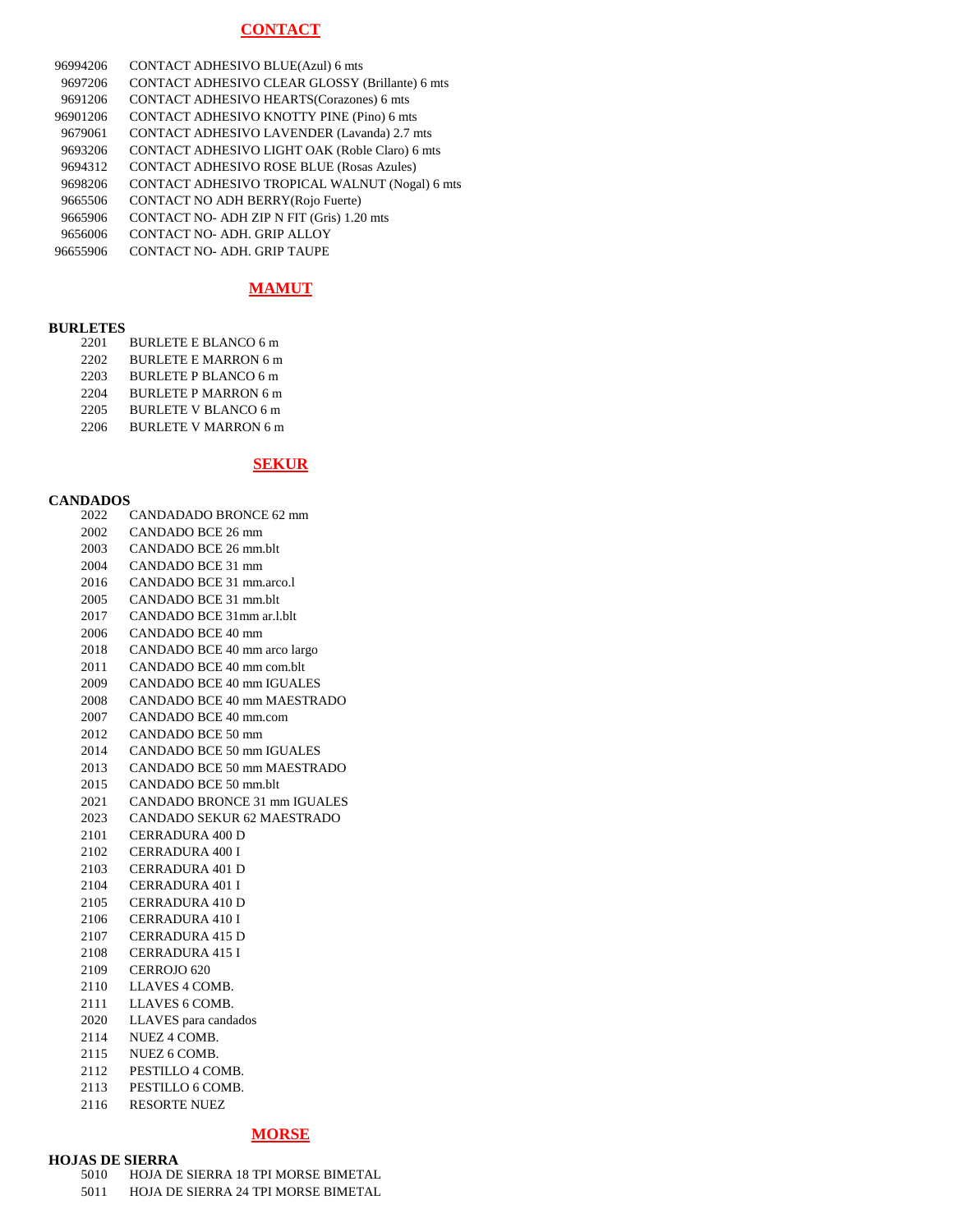## CONTACT

| | |
|---|---|
| 96994206 | CONTACT ADHESIVO BLUE(Azul) 6 mts |
| 9697206 | CONTACT ADHESIVO CLEAR GLOSSY (Brillante) 6 mts |
| 9691206 | CONTACT ADHESIVO HEARTS(Corazones) 6 mts |
| 96901206 | CONTACT ADHESIVO KNOTTY PINE (Pino) 6 mts |
| 9679061 | CONTACT ADHESIVO LAVENDER (Lavanda) 2.7 mts |
| 9693206 | CONTACT ADHESIVO LIGHT OAK (Roble Claro) 6 mts |
| 9694312 | CONTACT ADHESIVO ROSE BLUE (Rosas Azules) |
| 9698206 | CONTACT ADHESIVO TROPICAL WALNUT (Nogal) 6 mts |
| 9665506 | CONTACT NO ADH BERRY(Rojo Fuerte) |
| 9665906 | CONTACT NO- ADH ZIP N FIT (Gris) 1.20 mts |
| 9656006 | CONTACT NO- ADH. GRIP ALLOY |
| 96655906 | CONTACT NO- ADH. GRIP TAUPE |

## MAMUT

**BURLETES**

| | |
|---|---|
| 2201 | BURLETE E BLANCO 6 m |
| 2202 | BURLETE E MARRON 6 m |
| 2203 | BURLETE P BLANCO 6 m |
| 2204 | BURLETE P MARRON 6 m |
| 2205 | BURLETE V BLANCO 6 m |
| 2206 | BURLETE V MARRON 6 m |

## SEKUR

**CANDADOS**

| | |
|---|---|
| 2022 | CANDADADO BRONCE 62 mm |
| 2002 | CANDADO BCE 26 mm |
| 2003 | CANDADO BCE 26 mm.blt |
| 2004 | CANDADO BCE 31 mm |
| 2016 | CANDADO BCE 31 mm.arco.l |
| 2005 | CANDADO BCE 31 mm.blt |
| 2017 | CANDADO BCE 31mm ar.l.blt |
| 2006 | CANDADO BCE 40 mm |
| 2018 | CANDADO BCE 40 mm arco largo |
| 2011 | CANDADO BCE 40 mm com.blt |
| 2009 | CANDADO BCE 40 mm IGUALES |
| 2008 | CANDADO BCE 40 mm MAESTRADO |
| 2007 | CANDADO BCE 40 mm.com |
| 2012 | CANDADO BCE 50 mm |
| 2014 | CANDADO BCE 50 mm IGUALES |
| 2013 | CANDADO BCE 50 mm MAESTRADO |
| 2015 | CANDADO BCE 50 mm.blt |
| 2021 | CANDADO BRONCE 31 mm IGUALES |
| 2023 | CANDADO SEKUR 62 MAESTRADO |
| 2101 | CERRADURA 400 D |
| 2102 | CERRADURA 400 I |
| 2103 | CERRADURA 401 D |
| 2104 | CERRADURA 401 I |
| 2105 | CERRADURA 410 D |
| 2106 | CERRADURA 410 I |
| 2107 | CERRADURA 415 D |
| 2108 | CERRADURA 415 I |
| 2109 | CERROJO 620 |
| 2110 | LLAVES 4 COMB. |
| 2111 | LLAVES 6 COMB. |
| 2020 | LLAVES para candados |
| 2114 | NUEZ 4 COMB. |
| 2115 | NUEZ 6 COMB. |
| 2112 | PESTILLO 4 COMB. |
| 2113 | PESTILLO 6 COMB. |
| 2116 | RESORTE NUEZ |

## MORSE

**HOJAS DE SIERRA**

| | |
|---|---|
| 5010 | HOJA DE SIERRA 18 TPI MORSE BIMETAL |
| 5011 | HOJA DE SIERRA 24 TPI MORSE BIMETAL |